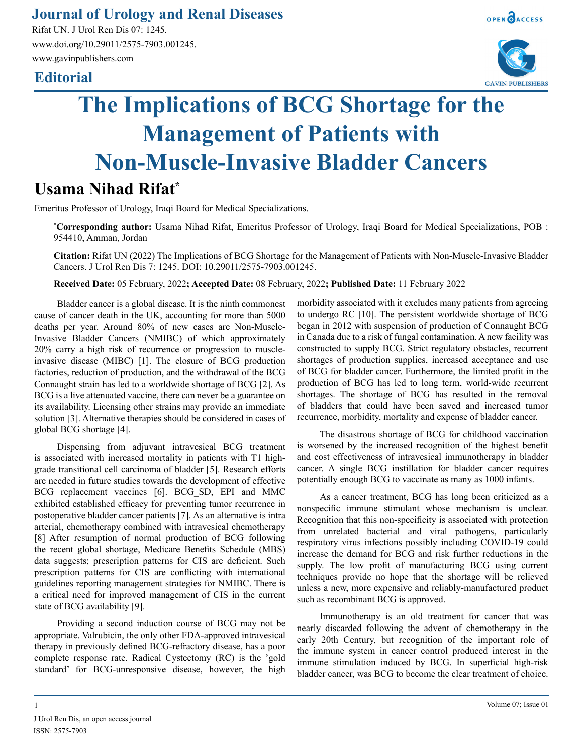# Journal of Urology and Renal Diseases

Rifat UN. J Urol Ren Dis 07: 1245.
www.doi.org/10.29011/2575-7903.001245.
www.gavinpublishers.com

## Editorial

# The Implications of BCG Shortage for the Management of Patients with Non-Muscle-Invasive Bladder Cancers

## Usama Nihad Rifat*

Emeritus Professor of Urology, Iraqi Board for Medical Specializations.

***Corresponding author:** Usama Nihad Rifat, Emeritus Professor of Urology, Iraqi Board for Medical Specializations, POB : 954410, Amman, Jordan

**Citation:** Rifat UN (2022) The Implications of BCG Shortage for the Management of Patients with Non-Muscle-Invasive Bladder Cancers. J Urol Ren Dis 7: 1245. DOI: 10.29011/2575-7903.001245.

**Received Date:** 05 February, 2022**; Accepted Date:** 08 February, 2022**; Published Date:** 11 February 2022

Bladder cancer is a global disease. It is the ninth commonest cause of cancer death in the UK, accounting for more than 5000 deaths per year. Around 80% of new cases are Non-Muscle-Invasive Bladder Cancers (NMIBC) of which approximately 20% carry a high risk of recurrence or progression to muscle-invasive disease (MIBC) [1]. The closure of BCG production factories, reduction of production, and the withdrawal of the BCG Connaught strain has led to a worldwide shortage of BCG [2]. As BCG is a live attenuated vaccine, there can never be a guarantee on its availability. Licensing other strains may provide an immediate solution [3]. Alternative therapies should be considered in cases of global BCG shortage [4].

Dispensing from adjuvant intravesical BCG treatment is associated with increased mortality in patients with T1 high-grade transitional cell carcinoma of bladder [5]. Research efforts are needed in future studies towards the development of effective BCG replacement vaccines [6]. BCG_SD, EPI and MMC exhibited established efficacy for preventing tumor recurrence in postoperative bladder cancer patients [7]. As an alternative is intra arterial, chemotherapy combined with intravesical chemotherapy [8] After resumption of normal production of BCG following the recent global shortage, Medicare Benefits Schedule (MBS) data suggests; prescription patterns for CIS are deficient. Such prescription patterns for CIS are conflicting with international guidelines reporting management strategies for NMIBC. There is a critical need for improved management of CIS in the current state of BCG availability [9].

Providing a second induction course of BCG may not be appropriate. Valrubicin, the only other FDA-approved intravesical therapy in previously defined BCG-refractory disease, has a poor complete response rate. Radical Cystectomy (RC) is the 'gold standard' for BCG-unresponsive disease, however, the high morbidity associated with it excludes many patients from agreeing to undergo RC [10]. The persistent worldwide shortage of BCG began in 2012 with suspension of production of Connaught BCG in Canada due to a risk of fungal contamination. A new facility was constructed to supply BCG. Strict regulatory obstacles, recurrent shortages of production supplies, increased acceptance and use of BCG for bladder cancer. Furthermore, the limited profit in the production of BCG has led to long term, world-wide recurrent shortages. The shortage of BCG has resulted in the removal of bladders that could have been saved and increased tumor recurrence, morbidity, mortality and expense of bladder cancer.

The disastrous shortage of BCG for childhood vaccination is worsened by the increased recognition of the highest benefit and cost effectiveness of intravesical immunotherapy in bladder cancer. A single BCG instillation for bladder cancer requires potentially enough BCG to vaccinate as many as 1000 infants.

As a cancer treatment, BCG has long been criticized as a nonspecific immune stimulant whose mechanism is unclear. Recognition that this non-specificity is associated with protection from unrelated bacterial and viral pathogens, particularly respiratory virus infections possibly including COVID-19 could increase the demand for BCG and risk further reductions in the supply. The low profit of manufacturing BCG using current techniques provide no hope that the shortage will be relieved unless a new, more expensive and reliably-manufactured product such as recombinant BCG is approved.

Immunotherapy is an old treatment for cancer that was nearly discarded following the advent of chemotherapy in the early 20th Century, but recognition of the important role of the immune system in cancer control produced interest in the immune stimulation induced by BCG. In superficial high-risk bladder cancer, was BCG to become the clear treatment of choice.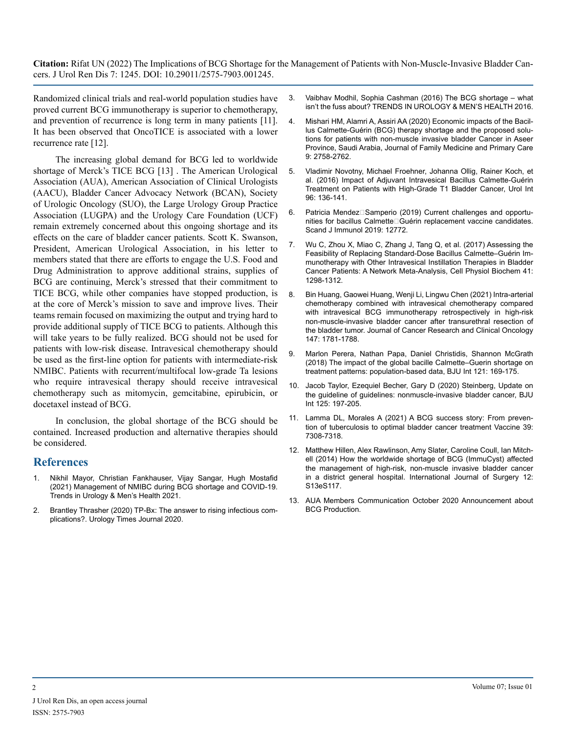Randomized clinical trials and real-world population studies have proved current BCG immunotherapy is superior to chemotherapy, and prevention of recurrence is long term in many patients [11]. It has been observed that OncoTICE is associated with a lower recurrence rate [12].

The increasing global demand for BCG led to worldwide shortage of Merck's TICE BCG [13] . The American Urological Association (AUA), American Association of Clinical Urologists (AACU), Bladder Cancer Advocacy Network (BCAN), Society of Urologic Oncology (SUO), the Large Urology Group Practice Association (LUGPA) and the Urology Care Foundation (UCF) remain extremely concerned about this ongoing shortage and its effects on the care of bladder cancer patients. Scott K. Swanson, President, American Urological Association, in his letter to members stated that there are efforts to engage the U.S. Food and Drug Administration to approve additional strains, supplies of BCG are continuing, Merck's stressed that their commitment to TICE BCG, while other companies have stopped production, is at the core of Merck's mission to save and improve lives. Their teams remain focused on maximizing the output and trying hard to provide additional supply of TICE BCG to patients. Although this will take years to be fully realized. BCG should not be used for patients with low-risk disease. Intravesical chemotherapy should be used as the first-line option for patients with intermediate-risk NMIBC. Patients with recurrent/multifocal low-grade Ta lesions who require intravesical therapy should receive intravesical chemotherapy such as mitomycin, gemcitabine, epirubicin, or docetaxel instead of BCG.

In conclusion, the global shortage of the BCG should be contained. Increased production and alternative therapies should be considered.

## References

1. Nikhil Mayor, Christian Fankhauser, Vijay Sangar, Hugh Mostafid (2021) Management of NMIBC during BCG shortage and COVID-19. Trends in Urology & Men's Health 2021.
2. Brantley Thrasher (2020) TP-Bx: The answer to rising infectious complications?. Urology Times Journal 2020.
3. Vaibhav Modhil, Sophia Cashman (2016) The BCG shortage – what isn't the fuss about? TRENDS IN UROLOGY & MEN'S HEALTH 2016.
4. Mishari HM, Alamri A, Assiri AA (2020) Economic impacts of the Bacillus Calmette-Guérin (BCG) therapy shortage and the proposed solutions for patients with non-muscle invasive bladder Cancer in Aseer Province, Saudi Arabia, Journal of Family Medicine and Primary Care 9: 2758-2762.
5. Vladimir Novotny, Michael Froehner, Johanna Ollig, Rainer Koch, et al. (2016) Impact of Adjuvant Intravesical Bacillus Calmette-Guérin Treatment on Patients with High-Grade T1 Bladder Cancer, Urol Int 96: 136-141.
6. Patricia Mendez□Samperio (2019) Current challenges and opportunities for bacillus Calmette□Guérin replacement vaccine candidates. Scand J Immunol 2019: 12772.
7. Wu C, Zhou X, Miao C, Zhang J, Tang Q, et al. (2017) Assessing the Feasibility of Replacing Standard-Dose Bacillus Calmette–Guérin Immunotherapy with Other Intravesical Instillation Therapies in Bladder Cancer Patients: A Network Meta-Analysis, Cell Physiol Biochem 41: 1298-1312.
8. Bin Huang, Gaowei Huang, Wenji Li, Lingwu Chen (2021) Intra-arterial chemotherapy combined with intravesical chemotherapy compared with intravesical BCG immunotherapy retrospectively in high-risk non-muscle-invasive bladder cancer after transurethral resection of the bladder tumor. Journal of Cancer Research and Clinical Oncology 147: 1781-1788.
9. Marlon Perera, Nathan Papa, Daniel Christidis, Shannon McGrath (2018) The impact of the global bacille Calmette–Guerin shortage on treatment patterns: population-based data, BJU Int 121: 169-175.
10. Jacob Taylor, Ezequiel Becher, Gary D (2020) Steinberg, Update on the guideline of guidelines: nonmuscle-invasive bladder cancer, BJU Int 125: 197-205.
11. Lamma DL, Morales A (2021) A BCG success story: From prevention of tuberculosis to optimal bladder cancer treatment Vaccine 39: 7308-7318.
12. Matthew Hillen, Alex Rawlinson, Amy Slater, Caroline Coull, Ian Mitchell (2014) How the worldwide shortage of BCG (ImmuCyst) affected the management of high-risk, non-muscle invasive bladder cancer in a district general hospital. International Journal of Surgery 12: S13eS117.
13. AUA Members Communication October 2020 Announcement about BCG Production.